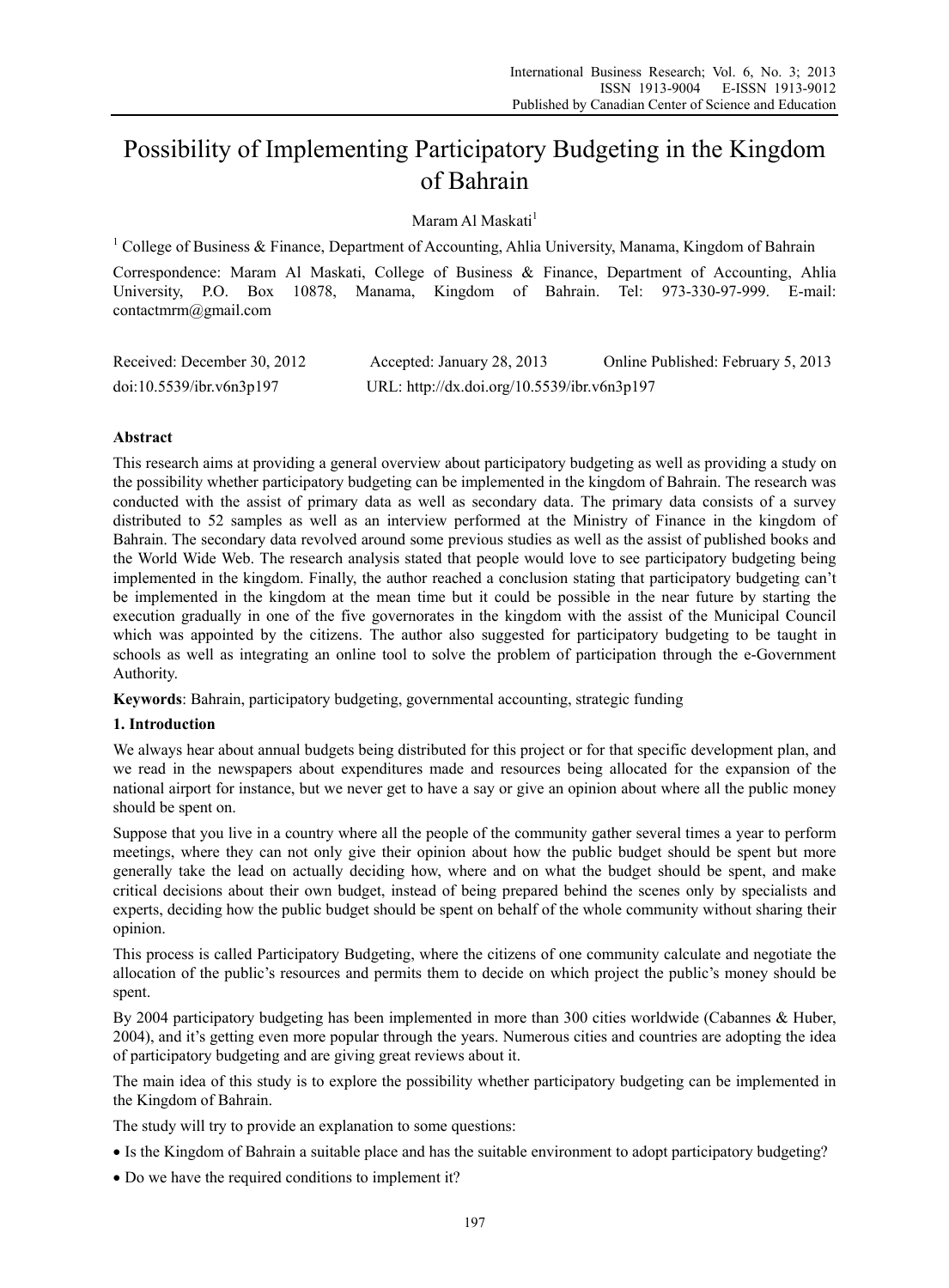# Possibility of Implementing Participatory Budgeting in the Kingdom of Bahrain

Maram Al Maskati[1]

[1] College of Business & Finance, Department of Accounting, Ahlia University, Manama, Kingdom of Bahrain

Correspondence: Maram Al Maskati, College of Business & Finance, Department of Accounting, Ahlia University, P.O. Box 10878, Manama, Kingdom of Bahrain. Tel: 973-330-97-999. E-mail: contactmrm@gmail.com

Received: December 30, 2012 Accepted: January 28, 2013 Online Published: February 5, 2013

doi:10.5539/ibr.v6n3p197 URL: http://dx.doi.org/10.5539/ibr.v6n3p197

## Abstract

This research aims at providing a general overview about participatory budgeting as well as providing a study on the possibility whether participatory budgeting can be implemented in the kingdom of Bahrain. The research was conducted with the assist of primary data as well as secondary data. The primary data consists of a survey distributed to 52 samples as well as an interview performed at the Ministry of Finance in the kingdom of Bahrain. The secondary data revolved around some previous studies as well as the assist of published books and the World Wide Web. The research analysis stated that people would love to see participatory budgeting being implemented in the kingdom. Finally, the author reached a conclusion stating that participatory budgeting can't be implemented in the kingdom at the mean time but it could be possible in the near future by starting the execution gradually in one of the five governorates in the kingdom with the assist of the Municipal Council which was appointed by the citizens. The author also suggested for participatory budgeting to be taught in schools as well as integrating an online tool to solve the problem of participation through the e-Government Authority.

**Keywords**: Bahrain, participatory budgeting, governmental accounting, strategic funding

## 1. Introduction

We always hear about annual budgets being distributed for this project or for that specific development plan, and we read in the newspapers about expenditures made and resources being allocated for the expansion of the national airport for instance, but we never get to have a say or give an opinion about where all the public money should be spent on.

Suppose that you live in a country where all the people of the community gather several times a year to perform meetings, where they can not only give their opinion about how the public budget should be spent but more generally take the lead on actually deciding how, where and on what the budget should be spent, and make critical decisions about their own budget, instead of being prepared behind the scenes only by specialists and experts, deciding how the public budget should be spent on behalf of the whole community without sharing their opinion.

This process is called Participatory Budgeting, where the citizens of one community calculate and negotiate the allocation of the public's resources and permits them to decide on which project the public's money should be spent.

By 2004 participatory budgeting has been implemented in more than 300 cities worldwide (Cabannes & Huber, 2004), and it's getting even more popular through the years. Numerous cities and countries are adopting the idea of participatory budgeting and are giving great reviews about it.

The main idea of this study is to explore the possibility whether participatory budgeting can be implemented in the Kingdom of Bahrain.

The study will try to provide an explanation to some questions:

- Is the Kingdom of Bahrain a suitable place and has the suitable environment to adopt participatory budgeting?
- Do we have the required conditions to implement it?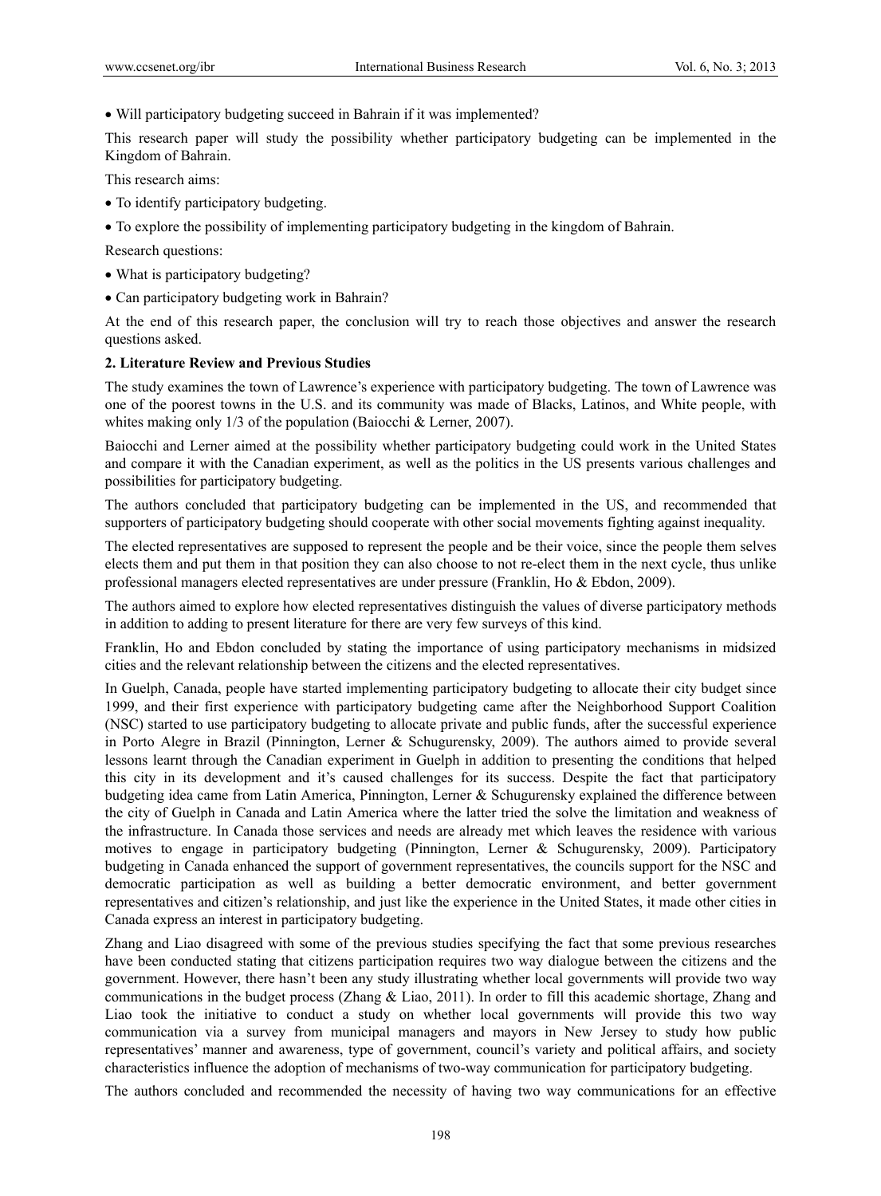- Will participatory budgeting succeed in Bahrain if it was implemented?

This research paper will study the possibility whether participatory budgeting can be implemented in the Kingdom of Bahrain.

This research aims:

- To identify participatory budgeting.
- To explore the possibility of implementing participatory budgeting in the kingdom of Bahrain.

Research questions:

- What is participatory budgeting?
- Can participatory budgeting work in Bahrain?

At the end of this research paper, the conclusion will try to reach those objectives and answer the research questions asked.

## 2. Literature Review and Previous Studies

The study examines the town of Lawrence's experience with participatory budgeting. The town of Lawrence was one of the poorest towns in the U.S. and its community was made of Blacks, Latinos, and White people, with whites making only 1/3 of the population (Baiocchi & Lerner, 2007).

Baiocchi and Lerner aimed at the possibility whether participatory budgeting could work in the United States and compare it with the Canadian experiment, as well as the politics in the US presents various challenges and possibilities for participatory budgeting.

The authors concluded that participatory budgeting can be implemented in the US, and recommended that supporters of participatory budgeting should cooperate with other social movements fighting against inequality.

The elected representatives are supposed to represent the people and be their voice, since the people them selves elects them and put them in that position they can also choose to not re-elect them in the next cycle, thus unlike professional managers elected representatives are under pressure (Franklin, Ho & Ebdon, 2009).

The authors aimed to explore how elected representatives distinguish the values of diverse participatory methods in addition to adding to present literature for there are very few surveys of this kind.

Franklin, Ho and Ebdon concluded by stating the importance of using participatory mechanisms in midsized cities and the relevant relationship between the citizens and the elected representatives.

In Guelph, Canada, people have started implementing participatory budgeting to allocate their city budget since 1999, and their first experience with participatory budgeting came after the Neighborhood Support Coalition (NSC) started to use participatory budgeting to allocate private and public funds, after the successful experience in Porto Alegre in Brazil (Pinnington, Lerner & Schugurensky, 2009). The authors aimed to provide several lessons learnt through the Canadian experiment in Guelph in addition to presenting the conditions that helped this city in its development and it's caused challenges for its success. Despite the fact that participatory budgeting idea came from Latin America, Pinnington, Lerner & Schugurensky explained the difference between the city of Guelph in Canada and Latin America where the latter tried the solve the limitation and weakness of the infrastructure. In Canada those services and needs are already met which leaves the residence with various motives to engage in participatory budgeting (Pinnington, Lerner & Schugurensky, 2009). Participatory budgeting in Canada enhanced the support of government representatives, the councils support for the NSC and democratic participation as well as building a better democratic environment, and better government representatives and citizen's relationship, and just like the experience in the United States, it made other cities in Canada express an interest in participatory budgeting.

Zhang and Liao disagreed with some of the previous studies specifying the fact that some previous researches have been conducted stating that citizens participation requires two way dialogue between the citizens and the government. However, there hasn't been any study illustrating whether local governments will provide two way communications in the budget process (Zhang & Liao, 2011). In order to fill this academic shortage, Zhang and Liao took the initiative to conduct a study on whether local governments will provide this two way communication via a survey from municipal managers and mayors in New Jersey to study how public representatives' manner and awareness, type of government, council's variety and political affairs, and society characteristics influence the adoption of mechanisms of two-way communication for participatory budgeting.

The authors concluded and recommended the necessity of having two way communications for an effective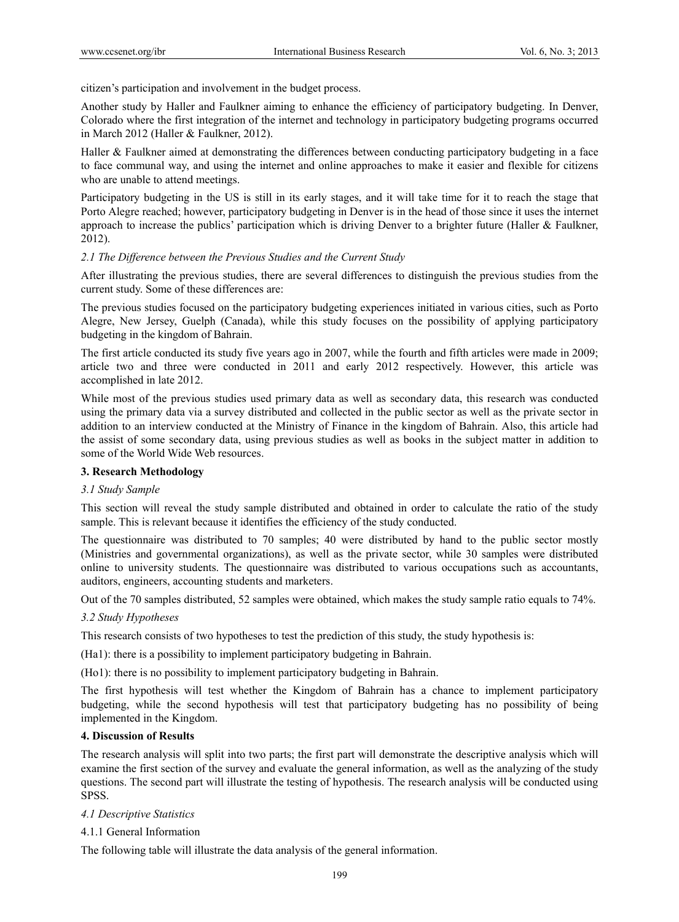citizen's participation and involvement in the budget process.

Another study by Haller and Faulkner aiming to enhance the efficiency of participatory budgeting. In Denver, Colorado where the first integration of the internet and technology in participatory budgeting programs occurred in March 2012 (Haller & Faulkner, 2012).

Haller & Faulkner aimed at demonstrating the differences between conducting participatory budgeting in a face to face communal way, and using the internet and online approaches to make it easier and flexible for citizens who are unable to attend meetings.

Participatory budgeting in the US is still in its early stages, and it will take time for it to reach the stage that Porto Alegre reached; however, participatory budgeting in Denver is in the head of those since it uses the internet approach to increase the publics' participation which is driving Denver to a brighter future (Haller & Faulkner, 2012).

### *2.1 The Difference between the Previous Studies and the Current Study*

After illustrating the previous studies, there are several differences to distinguish the previous studies from the current study. Some of these differences are:

The previous studies focused on the participatory budgeting experiences initiated in various cities, such as Porto Alegre, New Jersey, Guelph (Canada), while this study focuses on the possibility of applying participatory budgeting in the kingdom of Bahrain.

The first article conducted its study five years ago in 2007, while the fourth and fifth articles were made in 2009; article two and three were conducted in 2011 and early 2012 respectively. However, this article was accomplished in late 2012.

While most of the previous studies used primary data as well as secondary data, this research was conducted using the primary data via a survey distributed and collected in the public sector as well as the private sector in addition to an interview conducted at the Ministry of Finance in the kingdom of Bahrain. Also, this article had the assist of some secondary data, using previous studies as well as books in the subject matter in addition to some of the World Wide Web resources.

## **3. Research Methodology**

### *3.1 Study Sample*

This section will reveal the study sample distributed and obtained in order to calculate the ratio of the study sample. This is relevant because it identifies the efficiency of the study conducted.

The questionnaire was distributed to 70 samples; 40 were distributed by hand to the public sector mostly (Ministries and governmental organizations), as well as the private sector, while 30 samples were distributed online to university students. The questionnaire was distributed to various occupations such as accountants, auditors, engineers, accounting students and marketers.

Out of the 70 samples distributed, 52 samples were obtained, which makes the study sample ratio equals to 74%.

### *3.2 Study Hypotheses*

This research consists of two hypotheses to test the prediction of this study, the study hypothesis is:

(Ha1): there is a possibility to implement participatory budgeting in Bahrain.

(Ho1): there is no possibility to implement participatory budgeting in Bahrain.

The first hypothesis will test whether the Kingdom of Bahrain has a chance to implement participatory budgeting, while the second hypothesis will test that participatory budgeting has no possibility of being implemented in the Kingdom.

## **4. Discussion of Results**

The research analysis will split into two parts; the first part will demonstrate the descriptive analysis which will examine the first section of the survey and evaluate the general information, as well as the analyzing of the study questions. The second part will illustrate the testing of hypothesis. The research analysis will be conducted using SPSS.

### *4.1 Descriptive Statistics*

#### 4.1.1 General Information

The following table will illustrate the data analysis of the general information.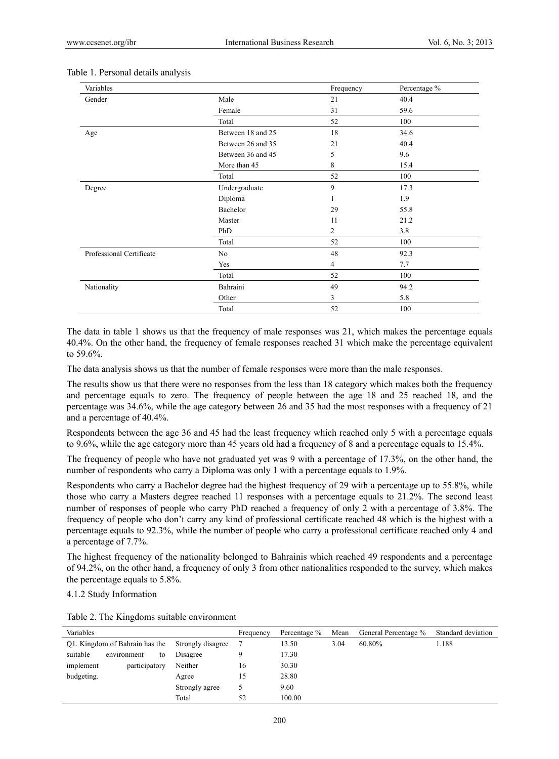Table 1. Personal details analysis

| Variables | | Frequency | Percentage % |
|---|---|---|---|
| Gender | Male | 21 | 40.4 |
| | Female | 31 | 59.6 |
| | Total | 52 | 100 |
| Age | Between 18 and 25 | 18 | 34.6 |
| | Between 26 and 35 | 21 | 40.4 |
| | Between 36 and 45 | 5 | 9.6 |
| | More than 45 | 8 | 15.4 |
| | Total | 52 | 100 |
| Degree | Undergraduate | 9 | 17.3 |
| | Diploma | 1 | 1.9 |
| | Bachelor | 29 | 55.8 |
| | Master | 11 | 21.2 |
| | PhD | 2 | 3.8 |
| | Total | 52 | 100 |
| Professional Certificate | No | 48 | 92.3 |
| | Yes | 4 | 7.7 |
| | Total | 52 | 100 |
| Nationality | Bahraini | 49 | 94.2 |
| | Other | 3 | 5.8 |
| | Total | 52 | 100 |

The data in table 1 shows us that the frequency of male responses was 21, which makes the percentage equals 40.4%. On the other hand, the frequency of female responses reached 31 which make the percentage equivalent to 59.6%.

The data analysis shows us that the number of female responses were more than the male responses.

The results show us that there were no responses from the less than 18 category which makes both the frequency and percentage equals to zero. The frequency of people between the age 18 and 25 reached 18, and the percentage was 34.6%, while the age category between 26 and 35 had the most responses with a frequency of 21 and a percentage of 40.4%.

Respondents between the age 36 and 45 had the least frequency which reached only 5 with a percentage equals to 9.6%, while the age category more than 45 years old had a frequency of 8 and a percentage equals to 15.4%.

The frequency of people who have not graduated yet was 9 with a percentage of 17.3%, on the other hand, the number of respondents who carry a Diploma was only 1 with a percentage equals to 1.9%.

Respondents who carry a Bachelor degree had the highest frequency of 29 with a percentage up to 55.8%, while those who carry a Masters degree reached 11 responses with a percentage equals to 21.2%. The second least number of responses of people who carry PhD reached a frequency of only 2 with a percentage of 3.8%. The frequency of people who don't carry any kind of professional certificate reached 48 which is the highest with a percentage equals to 92.3%, while the number of people who carry a professional certificate reached only 4 and a percentage of 7.7%.

The highest frequency of the nationality belonged to Bahrainis which reached 49 respondents and a percentage of 94.2%, on the other hand, a frequency of only 3 from other nationalities responded to the survey, which makes the percentage equals to 5.8%.

4.1.2 Study Information

Table 2. The Kingdoms suitable environment

| Variables | | Frequency | Percentage % | Mean | General Percentage % | Standard deviation |
|---|---|---|---|---|---|---|
| Q1. Kingdom of Bahrain has the suitable environment to implement participatory budgeting. | Strongly disagree | 7 | 13.50 | 3.04 | 60.80% | 1.188 |
| | Disagree | 9 | 17.30 | | | |
| | Neither | 16 | 30.30 | | | |
| | Agree | 15 | 28.80 | | | |
| | Strongly agree | 5 | 9.60 | | | |
| | Total | 52 | 100.00 | | | |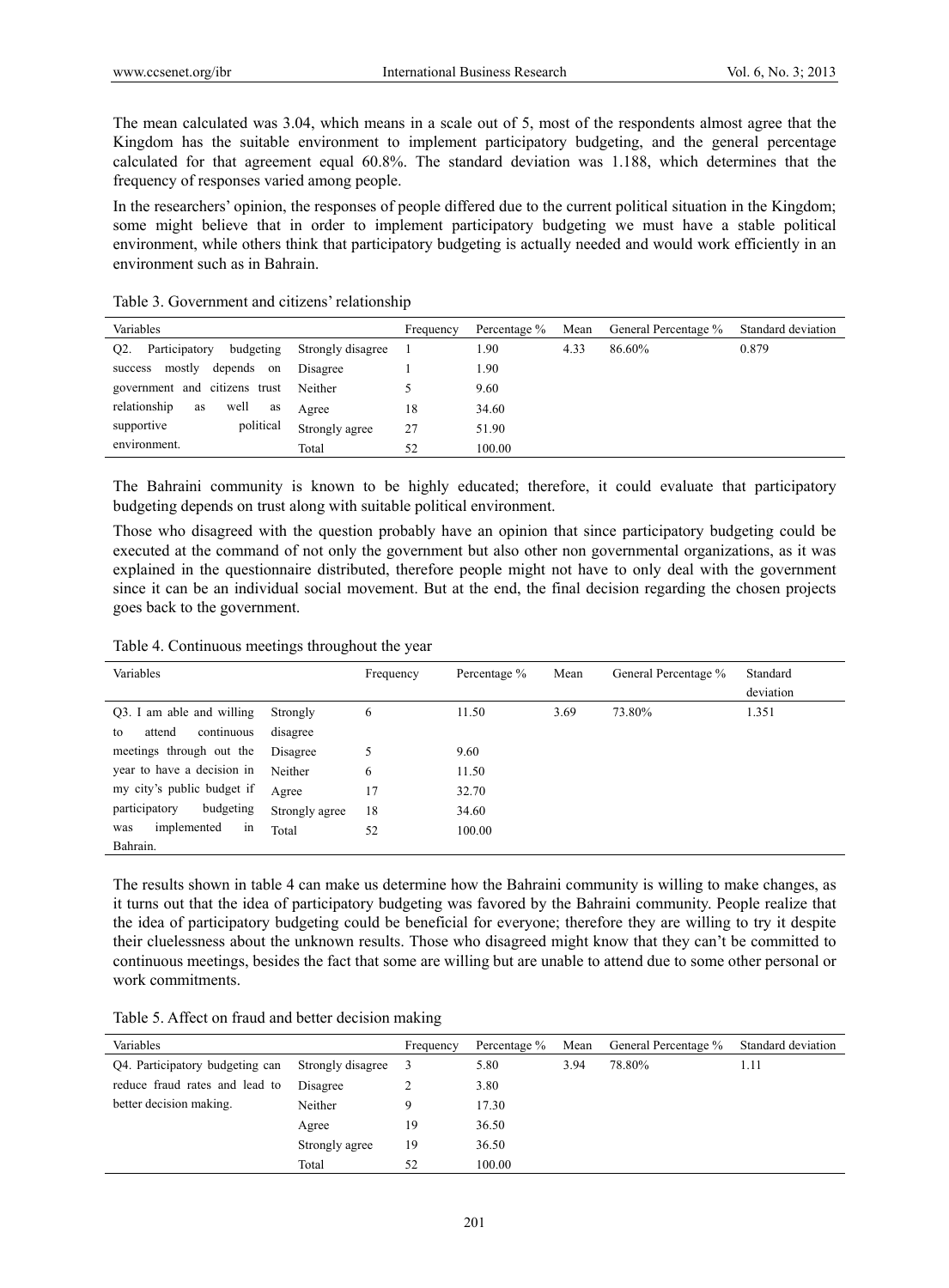The mean calculated was 3.04, which means in a scale out of 5, most of the respondents almost agree that the Kingdom has the suitable environment to implement participatory budgeting, and the general percentage calculated for that agreement equal 60.8%. The standard deviation was 1.188, which determines that the frequency of responses varied among people.

In the researchers' opinion, the responses of people differed due to the current political situation in the Kingdom; some might believe that in order to implement participatory budgeting we must have a stable political environment, while others think that participatory budgeting is actually needed and would work efficiently in an environment such as in Bahrain.

Table 3. Government and citizens' relationship

| Variables | | Frequency | Percentage % | Mean | General Percentage % | Standard deviation |
|---|---|---|---|---|---|---|
| Q2. Participatory budgeting success mostly depends on government and citizens trust relationship as well as supportive political environment. | Strongly disagree | 1 | 1.90 | 4.33 | 86.60% | 0.879 |
| | Disagree | 1 | 1.90 | | | |
| | Neither | 5 | 9.60 | | | |
| | Agree | 18 | 34.60 | | | |
| | Strongly agree | 27 | 51.90 | | | |
| | Total | 52 | 100.00 | | | |

The Bahraini community is known to be highly educated; therefore, it could evaluate that participatory budgeting depends on trust along with suitable political environment.

Those who disagreed with the question probably have an opinion that since participatory budgeting could be executed at the command of not only the government but also other non governmental organizations, as it was explained in the questionnaire distributed, therefore people might not have to only deal with the government since it can be an individual social movement. But at the end, the final decision regarding the chosen projects goes back to the government.

Table 4. Continuous meetings throughout the year

| Variables | | Frequency | Percentage % | Mean | General Percentage % | Standard deviation |
|---|---|---|---|---|---|---|
| Q3. I am able and willing to attend continuous meetings through out the year to have a decision in my city's public budget if participatory budgeting was implemented in Bahrain. | Strongly disagree | 6 | 11.50 | 3.69 | 73.80% | 1.351 |
| | Disagree | 5 | 9.60 | | | |
| | Neither | 6 | 11.50 | | | |
| | Agree | 17 | 32.70 | | | |
| | Strongly agree | 18 | 34.60 | | | |
| | Total | 52 | 100.00 | | | |

The results shown in table 4 can make us determine how the Bahraini community is willing to make changes, as it turns out that the idea of participatory budgeting was favored by the Bahraini community. People realize that the idea of participatory budgeting could be beneficial for everyone; therefore they are willing to try it despite their cluelessness about the unknown results. Those who disagreed might know that they can't be committed to continuous meetings, besides the fact that some are willing but are unable to attend due to some other personal or work commitments.

Table 5. Affect on fraud and better decision making

| Variables | | Frequency | Percentage % | Mean | General Percentage % | Standard deviation |
|---|---|---|---|---|---|---|
| Q4. Participatory budgeting can reduce fraud rates and lead to better decision making. | Strongly disagree | 3 | 5.80 | 3.94 | 78.80% | 1.11 |
| | Disagree | 2 | 3.80 | | | |
| | Neither | 9 | 17.30 | | | |
| | Agree | 19 | 36.50 | | | |
| | Strongly agree | 19 | 36.50 | | | |
| | Total | 52 | 100.00 | | | |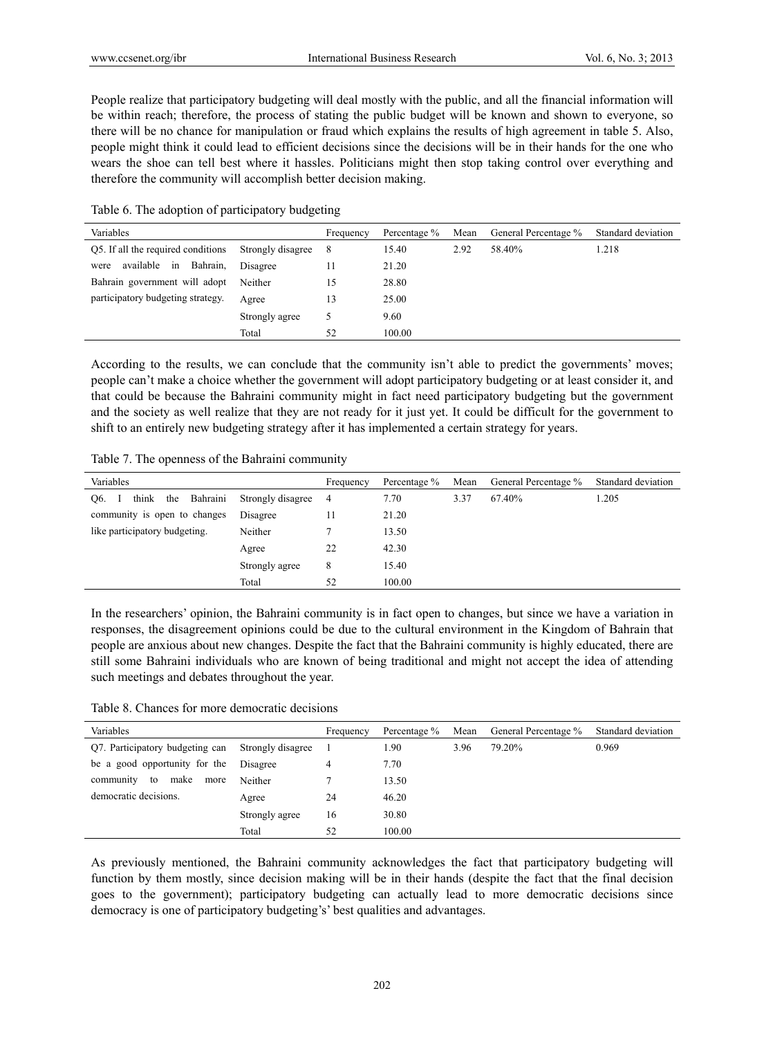People realize that participatory budgeting will deal mostly with the public, and all the financial information will be within reach; therefore, the process of stating the public budget will be known and shown to everyone, so there will be no chance for manipulation or fraud which explains the results of high agreement in table 5. Also, people might think it could lead to efficient decisions since the decisions will be in their hands for the one who wears the shoe can tell best where it hassles. Politicians might then stop taking control over everything and therefore the community will accomplish better decision making.

Table 6. The adoption of participatory budgeting

| Variables | | Frequency | Percentage % | Mean | General Percentage % | Standard deviation |
|---|---|---|---|---|---|---|
| Q5. If all the required conditions were available in Bahrain, Bahrain government will adopt participatory budgeting strategy. | Strongly disagree | 8 | 15.40 | 2.92 | 58.40% | 1.218 |
| | Disagree | 11 | 21.20 | | | |
| | Neither | 15 | 28.80 | | | |
| | Agree | 13 | 25.00 | | | |
| | Strongly agree | 5 | 9.60 | | | |
| | Total | 52 | 100.00 | | | |

According to the results, we can conclude that the community isn't able to predict the governments' moves; people can't make a choice whether the government will adopt participatory budgeting or at least consider it, and that could be because the Bahraini community might in fact need participatory budgeting but the government and the society as well realize that they are not ready for it just yet. It could be difficult for the government to shift to an entirely new budgeting strategy after it has implemented a certain strategy for years.

Table 7. The openness of the Bahraini community

| Variables | | Frequency | Percentage % | Mean | General Percentage % | Standard deviation |
|---|---|---|---|---|---|---|
| Q6. I think the Bahraini community is open to changes like participatory budgeting. | Strongly disagree | 4 | 7.70 | 3.37 | 67.40% | 1.205 |
| | Disagree | 11 | 21.20 | | | |
| | Neither | 7 | 13.50 | | | |
| | Agree | 22 | 42.30 | | | |
| | Strongly agree | 8 | 15.40 | | | |
| | Total | 52 | 100.00 | | | |

In the researchers' opinion, the Bahraini community is in fact open to changes, but since we have a variation in responses, the disagreement opinions could be due to the cultural environment in the Kingdom of Bahrain that people are anxious about new changes. Despite the fact that the Bahraini community is highly educated, there are still some Bahraini individuals who are known of being traditional and might not accept the idea of attending such meetings and debates throughout the year.

Table 8. Chances for more democratic decisions

| Variables | | Frequency | Percentage % | Mean | General Percentage % | Standard deviation |
|---|---|---|---|---|---|---|
| Q7. Participatory budgeting can be a good opportunity for the community to make more democratic decisions. | Strongly disagree | 1 | 1.90 | 3.96 | 79.20% | 0.969 |
| | Disagree | 4 | 7.70 | | | |
| | Neither | 7 | 13.50 | | | |
| | Agree | 24 | 46.20 | | | |
| | Strongly agree | 16 | 30.80 | | | |
| | Total | 52 | 100.00 | | | |

As previously mentioned, the Bahraini community acknowledges the fact that participatory budgeting will function by them mostly, since decision making will be in their hands (despite the fact that the final decision goes to the government); participatory budgeting can actually lead to more democratic decisions since democracy is one of participatory budgeting's' best qualities and advantages.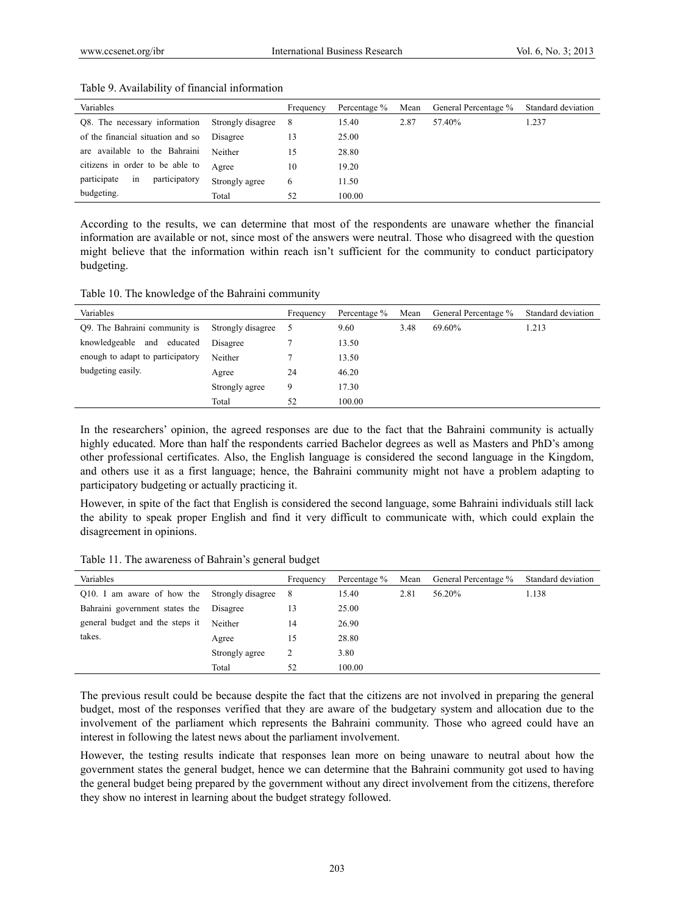Table 9. Availability of financial information

| Variables | | Frequency | Percentage % | Mean | General Percentage % | Standard deviation |
|---|---|---|---|---|---|---|
| Q8. The necessary information of the financial situation and so are available to the Bahraini citizens in order to be able to participate in participatory budgeting. | Strongly disagree | 8 | 15.40 | 2.87 | 57.40% | 1.237 |
| | Disagree | 13 | 25.00 | | | |
| | Neither | 15 | 28.80 | | | |
| | Agree | 10 | 19.20 | | | |
| | Strongly agree | 6 | 11.50 | | | |
| | Total | 52 | 100.00 | | | |

According to the results, we can determine that most of the respondents are unaware whether the financial information are available or not, since most of the answers were neutral. Those who disagreed with the question might believe that the information within reach isn't sufficient for the community to conduct participatory budgeting.

Table 10. The knowledge of the Bahraini community

| Variables | | Frequency | Percentage % | Mean | General Percentage % | Standard deviation |
|---|---|---|---|---|---|---|
| Q9. The Bahraini community is knowledgeable and educated enough to adapt to participatory budgeting easily. | Strongly disagree | 5 | 9.60 | 3.48 | 69.60% | 1.213 |
| | Disagree | 7 | 13.50 | | | |
| | Neither | 7 | 13.50 | | | |
| | Agree | 24 | 46.20 | | | |
| | Strongly agree | 9 | 17.30 | | | |
| | Total | 52 | 100.00 | | | |

In the researchers' opinion, the agreed responses are due to the fact that the Bahraini community is actually highly educated. More than half the respondents carried Bachelor degrees as well as Masters and PhD's among other professional certificates. Also, the English language is considered the second language in the Kingdom, and others use it as a first language; hence, the Bahraini community might not have a problem adapting to participatory budgeting or actually practicing it.

However, in spite of the fact that English is considered the second language, some Bahraini individuals still lack the ability to speak proper English and find it very difficult to communicate with, which could explain the disagreement in opinions.

Table 11. The awareness of Bahrain's general budget

| Variables | | Frequency | Percentage % | Mean | General Percentage % | Standard deviation |
|---|---|---|---|---|---|---|
| Q10. I am aware of how the Bahraini government states the general budget and the steps it takes. | Strongly disagree | 8 | 15.40 | 2.81 | 56.20% | 1.138 |
| | Disagree | 13 | 25.00 | | | |
| | Neither | 14 | 26.90 | | | |
| | Agree | 15 | 28.80 | | | |
| | Strongly agree | 2 | 3.80 | | | |
| | Total | 52 | 100.00 | | | |

The previous result could be because despite the fact that the citizens are not involved in preparing the general budget, most of the responses verified that they are aware of the budgetary system and allocation due to the involvement of the parliament which represents the Bahraini community. Those who agreed could have an interest in following the latest news about the parliament involvement.

However, the testing results indicate that responses lean more on being unaware to neutral about how the government states the general budget, hence we can determine that the Bahraini community got used to having the general budget being prepared by the government without any direct involvement from the citizens, therefore they show no interest in learning about the budget strategy followed.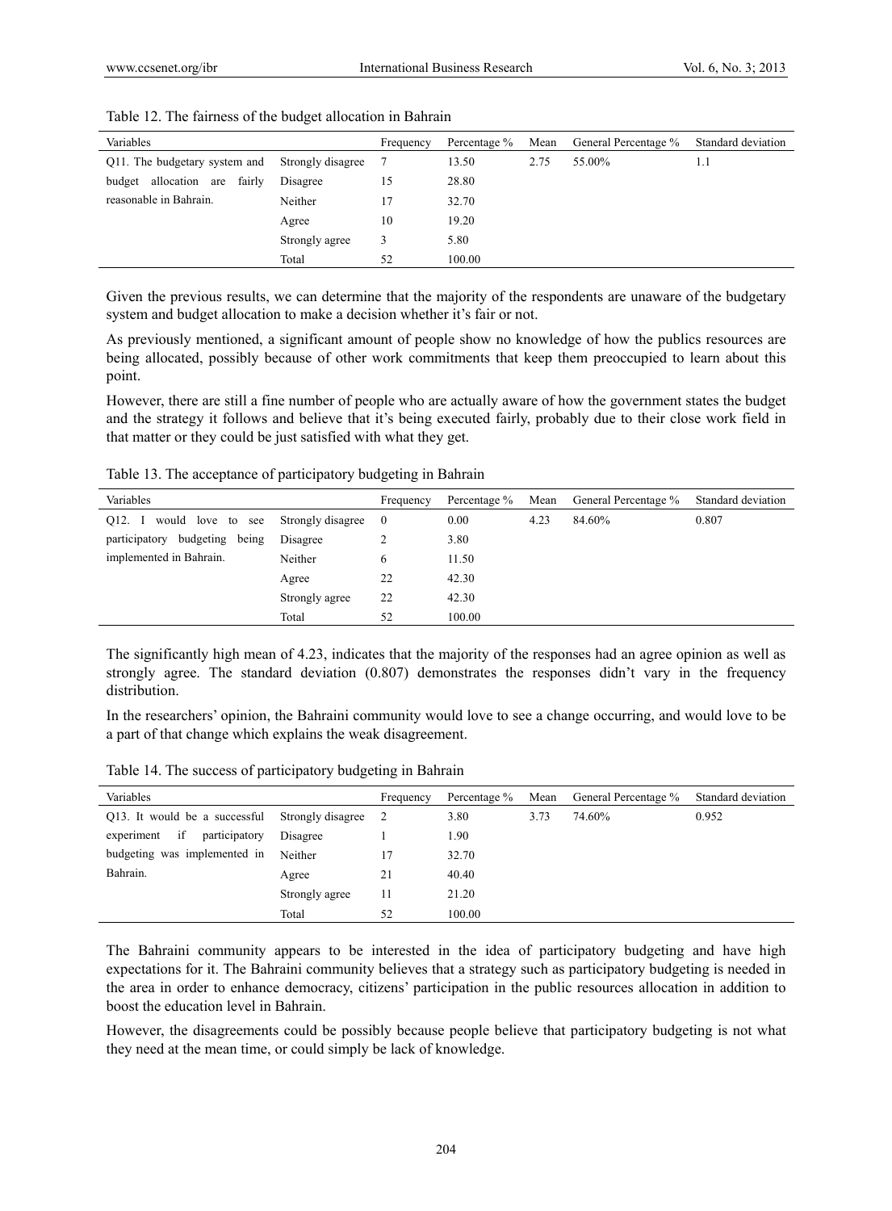Table 12. The fairness of the budget allocation in Bahrain

| Variables | | Frequency | Percentage % | Mean | General Percentage % | Standard deviation |
|---|---|---|---|---|---|---|
| Q11. The budgetary system and budget allocation are fairly reasonable in Bahrain. | Strongly disagree | 7 | 13.50 | 2.75 | 55.00% | 1.1 |
| | Disagree | 15 | 28.80 | | | |
| | Neither | 17 | 32.70 | | | |
| | Agree | 10 | 19.20 | | | |
| | Strongly agree | 3 | 5.80 | | | |
| | Total | 52 | 100.00 | | | |

Given the previous results, we can determine that the majority of the respondents are unaware of the budgetary system and budget allocation to make a decision whether it's fair or not.

As previously mentioned, a significant amount of people show no knowledge of how the publics resources are being allocated, possibly because of other work commitments that keep them preoccupied to learn about this point.

However, there are still a fine number of people who are actually aware of how the government states the budget and the strategy it follows and believe that it's being executed fairly, probably due to their close work field in that matter or they could be just satisfied with what they get.

Table 13. The acceptance of participatory budgeting in Bahrain

| Variables | | Frequency | Percentage % | Mean | General Percentage % | Standard deviation |
|---|---|---|---|---|---|---|
| Q12. I would love to see participatory budgeting being implemented in Bahrain. | Strongly disagree | 0 | 0.00 | 4.23 | 84.60% | 0.807 |
| | Disagree | 2 | 3.80 | | | |
| | Neither | 6 | 11.50 | | | |
| | Agree | 22 | 42.30 | | | |
| | Strongly agree | 22 | 42.30 | | | |
| | Total | 52 | 100.00 | | | |

The significantly high mean of 4.23, indicates that the majority of the responses had an agree opinion as well as strongly agree. The standard deviation (0.807) demonstrates the responses didn't vary in the frequency distribution.

In the researchers' opinion, the Bahraini community would love to see a change occurring, and would love to be a part of that change which explains the weak disagreement.

Table 14. The success of participatory budgeting in Bahrain

| Variables | | Frequency | Percentage % | Mean | General Percentage % | Standard deviation |
|---|---|---|---|---|---|---|
| Q13. It would be a successful experiment if participatory budgeting was implemented in Bahrain. | Strongly disagree | 2 | 3.80 | 3.73 | 74.60% | 0.952 |
| | Disagree | 1 | 1.90 | | | |
| | Neither | 17 | 32.70 | | | |
| | Agree | 21 | 40.40 | | | |
| | Strongly agree | 11 | 21.20 | | | |
| | Total | 52 | 100.00 | | | |

The Bahraini community appears to be interested in the idea of participatory budgeting and have high expectations for it. The Bahraini community believes that a strategy such as participatory budgeting is needed in the area in order to enhance democracy, citizens' participation in the public resources allocation in addition to boost the education level in Bahrain.

However, the disagreements could be possibly because people believe that participatory budgeting is not what they need at the mean time, or could simply be lack of knowledge.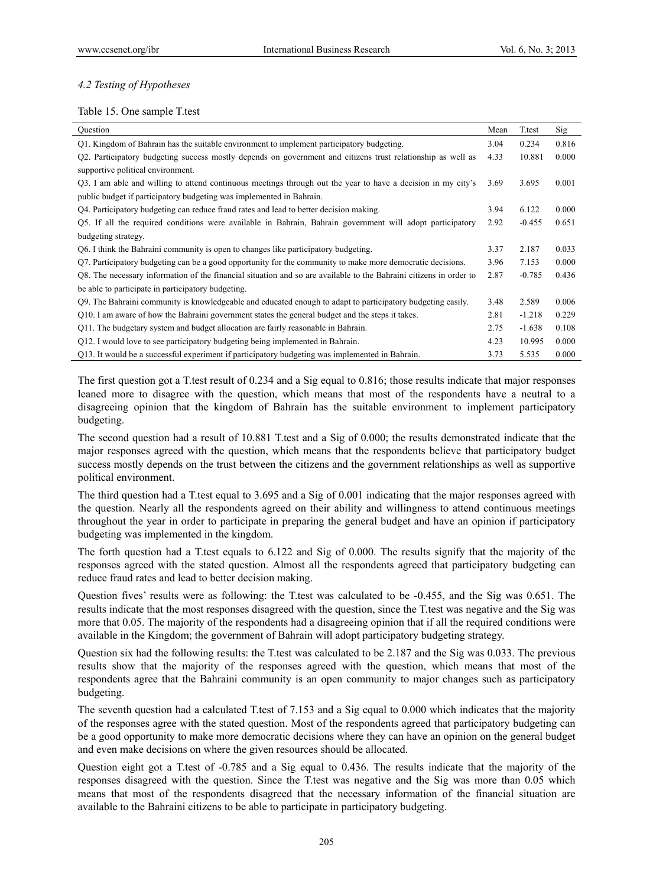### *4.2 Testing of Hypotheses*

Table 15. One sample T.test

| Question | Mean | T.test | Sig |
|---|---|---|---|
| Q1. Kingdom of Bahrain has the suitable environment to implement participatory budgeting. | 3.04 | 0.234 | 0.816 |
| Q2. Participatory budgeting success mostly depends on government and citizens trust relationship as well as supportive political environment. | 4.33 | 10.881 | 0.000 |
| Q3. I am able and willing to attend continuous meetings through out the year to have a decision in my city's public budget if participatory budgeting was implemented in Bahrain. | 3.69 | 3.695 | 0.001 |
| Q4. Participatory budgeting can reduce fraud rates and lead to better decision making. | 3.94 | 6.122 | 0.000 |
| Q5. If all the required conditions were available in Bahrain, Bahrain government will adopt participatory budgeting strategy. | 2.92 | -0.455 | 0.651 |
| Q6. I think the Bahraini community is open to changes like participatory budgeting. | 3.37 | 2.187 | 0.033 |
| Q7. Participatory budgeting can be a good opportunity for the community to make more democratic decisions. | 3.96 | 7.153 | 0.000 |
| Q8. The necessary information of the financial situation and so are available to the Bahraini citizens in order to be able to participate in participatory budgeting. | 2.87 | -0.785 | 0.436 |
| Q9. The Bahraini community is knowledgeable and educated enough to adapt to participatory budgeting easily. | 3.48 | 2.589 | 0.006 |
| Q10. I am aware of how the Bahraini government states the general budget and the steps it takes. | 2.81 | -1.218 | 0.229 |
| Q11. The budgetary system and budget allocation are fairly reasonable in Bahrain. | 2.75 | -1.638 | 0.108 |
| Q12. I would love to see participatory budgeting being implemented in Bahrain. | 4.23 | 10.995 | 0.000 |
| Q13. It would be a successful experiment if participatory budgeting was implemented in Bahrain. | 3.73 | 5.535 | 0.000 |

The first question got a T.test result of 0.234 and a Sig equal to 0.816; those results indicate that major responses leaned more to disagree with the question, which means that most of the respondents have a neutral to a disagreeing opinion that the kingdom of Bahrain has the suitable environment to implement participatory budgeting.

The second question had a result of 10.881 T.test and a Sig of 0.000; the results demonstrated indicate that the major responses agreed with the question, which means that the respondents believe that participatory budget success mostly depends on the trust between the citizens and the government relationships as well as supportive political environment.

The third question had a T.test equal to 3.695 and a Sig of 0.001 indicating that the major responses agreed with the question. Nearly all the respondents agreed on their ability and willingness to attend continuous meetings throughout the year in order to participate in preparing the general budget and have an opinion if participatory budgeting was implemented in the kingdom.

The forth question had a T.test equals to 6.122 and Sig of 0.000. The results signify that the majority of the responses agreed with the stated question. Almost all the respondents agreed that participatory budgeting can reduce fraud rates and lead to better decision making.

Question fives' results were as following: the T.test was calculated to be -0.455, and the Sig was 0.651. The results indicate that the most responses disagreed with the question, since the T.test was negative and the Sig was more that 0.05. The majority of the respondents had a disagreeing opinion that if all the required conditions were available in the Kingdom; the government of Bahrain will adopt participatory budgeting strategy.

Question six had the following results: the T.test was calculated to be 2.187 and the Sig was 0.033. The previous results show that the majority of the responses agreed with the question, which means that most of the respondents agree that the Bahraini community is an open community to major changes such as participatory budgeting.

The seventh question had a calculated T.test of 7.153 and a Sig equal to 0.000 which indicates that the majority of the responses agree with the stated question. Most of the respondents agreed that participatory budgeting can be a good opportunity to make more democratic decisions where they can have an opinion on the general budget and even make decisions on where the given resources should be allocated.

Question eight got a T.test of -0.785 and a Sig equal to 0.436. The results indicate that the majority of the responses disagreed with the question. Since the T.test was negative and the Sig was more than 0.05 which means that most of the respondents disagreed that the necessary information of the financial situation are available to the Bahraini citizens to be able to participate in participatory budgeting.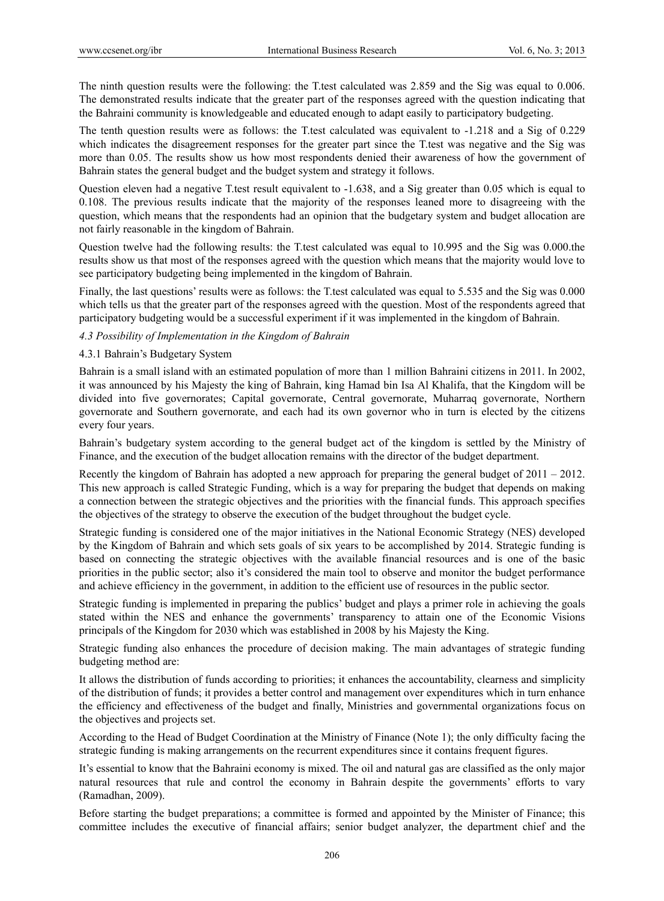The ninth question results were the following: the T.test calculated was 2.859 and the Sig was equal to 0.006. The demonstrated results indicate that the greater part of the responses agreed with the question indicating that the Bahraini community is knowledgeable and educated enough to adapt easily to participatory budgeting.

The tenth question results were as follows: the T.test calculated was equivalent to -1.218 and a Sig of 0.229 which indicates the disagreement responses for the greater part since the T.test was negative and the Sig was more than 0.05. The results show us how most respondents denied their awareness of how the government of Bahrain states the general budget and the budget system and strategy it follows.

Question eleven had a negative T.test result equivalent to -1.638, and a Sig greater than 0.05 which is equal to 0.108. The previous results indicate that the majority of the responses leaned more to disagreeing with the question, which means that the respondents had an opinion that the budgetary system and budget allocation are not fairly reasonable in the kingdom of Bahrain.

Question twelve had the following results: the T.test calculated was equal to 10.995 and the Sig was 0.000.the results show us that most of the responses agreed with the question which means that the majority would love to see participatory budgeting being implemented in the kingdom of Bahrain.

Finally, the last questions' results were as follows: the T.test calculated was equal to 5.535 and the Sig was 0.000 which tells us that the greater part of the responses agreed with the question. Most of the respondents agreed that participatory budgeting would be a successful experiment if it was implemented in the kingdom of Bahrain.

### *4.3 Possibility of Implementation in the Kingdom of Bahrain*

#### 4.3.1 Bahrain's Budgetary System

Bahrain is a small island with an estimated population of more than 1 million Bahraini citizens in 2011. In 2002, it was announced by his Majesty the king of Bahrain, king Hamad bin Isa Al Khalifa, that the Kingdom will be divided into five governorates; Capital governorate, Central governorate, Muharraq governorate, Northern governorate and Southern governorate, and each had its own governor who in turn is elected by the citizens every four years.

Bahrain's budgetary system according to the general budget act of the kingdom is settled by the Ministry of Finance, and the execution of the budget allocation remains with the director of the budget department.

Recently the kingdom of Bahrain has adopted a new approach for preparing the general budget of 2011 – 2012. This new approach is called Strategic Funding, which is a way for preparing the budget that depends on making a connection between the strategic objectives and the priorities with the financial funds. This approach specifies the objectives of the strategy to observe the execution of the budget throughout the budget cycle.

Strategic funding is considered one of the major initiatives in the National Economic Strategy (NES) developed by the Kingdom of Bahrain and which sets goals of six years to be accomplished by 2014. Strategic funding is based on connecting the strategic objectives with the available financial resources and is one of the basic priorities in the public sector; also it's considered the main tool to observe and monitor the budget performance and achieve efficiency in the government, in addition to the efficient use of resources in the public sector.

Strategic funding is implemented in preparing the publics' budget and plays a primer role in achieving the goals stated within the NES and enhance the governments' transparency to attain one of the Economic Visions principals of the Kingdom for 2030 which was established in 2008 by his Majesty the King.

Strategic funding also enhances the procedure of decision making. The main advantages of strategic funding budgeting method are:

It allows the distribution of funds according to priorities; it enhances the accountability, clearness and simplicity of the distribution of funds; it provides a better control and management over expenditures which in turn enhance the efficiency and effectiveness of the budget and finally, Ministries and governmental organizations focus on the objectives and projects set.

According to the Head of Budget Coordination at the Ministry of Finance (Note 1); the only difficulty facing the strategic funding is making arrangements on the recurrent expenditures since it contains frequent figures.

It's essential to know that the Bahraini economy is mixed. The oil and natural gas are classified as the only major natural resources that rule and control the economy in Bahrain despite the governments' efforts to vary (Ramadhan, 2009).

Before starting the budget preparations; a committee is formed and appointed by the Minister of Finance; this committee includes the executive of financial affairs; senior budget analyzer, the department chief and the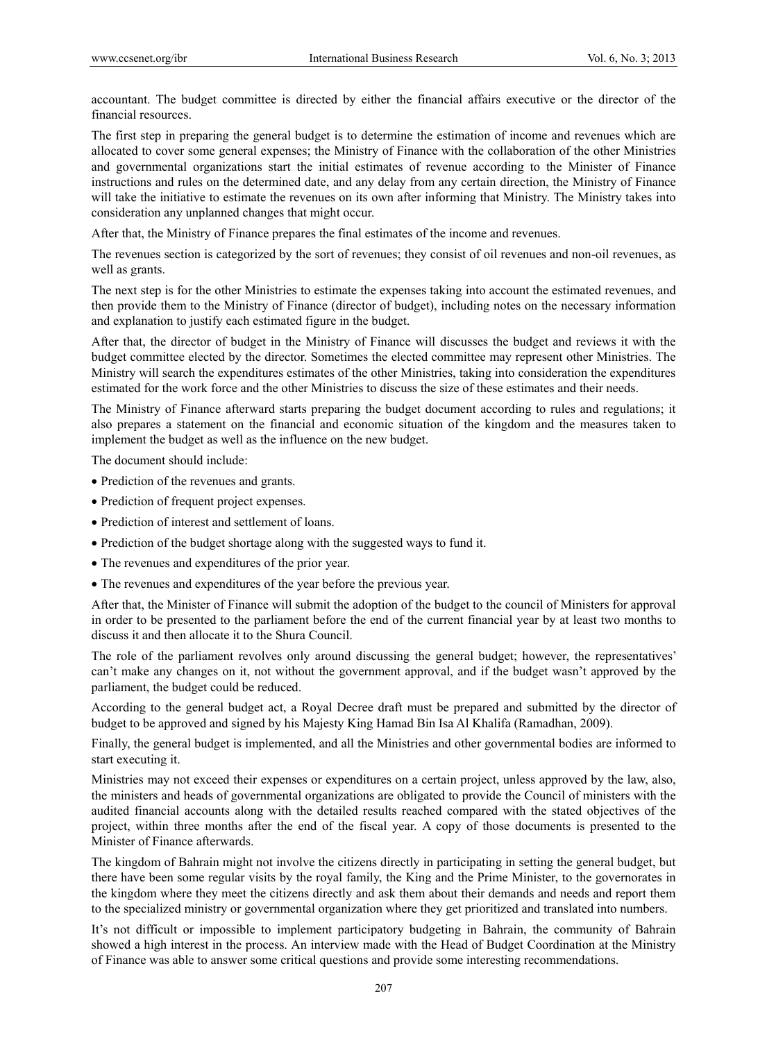accountant. The budget committee is directed by either the financial affairs executive or the director of the financial resources.

The first step in preparing the general budget is to determine the estimation of income and revenues which are allocated to cover some general expenses; the Ministry of Finance with the collaboration of the other Ministries and governmental organizations start the initial estimates of revenue according to the Minister of Finance instructions and rules on the determined date, and any delay from any certain direction, the Ministry of Finance will take the initiative to estimate the revenues on its own after informing that Ministry. The Ministry takes into consideration any unplanned changes that might occur.

After that, the Ministry of Finance prepares the final estimates of the income and revenues.

The revenues section is categorized by the sort of revenues; they consist of oil revenues and non-oil revenues, as well as grants.

The next step is for the other Ministries to estimate the expenses taking into account the estimated revenues, and then provide them to the Ministry of Finance (director of budget), including notes on the necessary information and explanation to justify each estimated figure in the budget.

After that, the director of budget in the Ministry of Finance will discusses the budget and reviews it with the budget committee elected by the director. Sometimes the elected committee may represent other Ministries. The Ministry will search the expenditures estimates of the other Ministries, taking into consideration the expenditures estimated for the work force and the other Ministries to discuss the size of these estimates and their needs.

The Ministry of Finance afterward starts preparing the budget document according to rules and regulations; it also prepares a statement on the financial and economic situation of the kingdom and the measures taken to implement the budget as well as the influence on the new budget.

The document should include:

- Prediction of the revenues and grants.
- Prediction of frequent project expenses.
- Prediction of interest and settlement of loans.
- Prediction of the budget shortage along with the suggested ways to fund it.
- The revenues and expenditures of the prior year.
- The revenues and expenditures of the year before the previous year.

After that, the Minister of Finance will submit the adoption of the budget to the council of Ministers for approval in order to be presented to the parliament before the end of the current financial year by at least two months to discuss it and then allocate it to the Shura Council.

The role of the parliament revolves only around discussing the general budget; however, the representatives' can't make any changes on it, not without the government approval, and if the budget wasn't approved by the parliament, the budget could be reduced.

According to the general budget act, a Royal Decree draft must be prepared and submitted by the director of budget to be approved and signed by his Majesty King Hamad Bin Isa Al Khalifa (Ramadhan, 2009).

Finally, the general budget is implemented, and all the Ministries and other governmental bodies are informed to start executing it.

Ministries may not exceed their expenses or expenditures on a certain project, unless approved by the law, also, the ministers and heads of governmental organizations are obligated to provide the Council of ministers with the audited financial accounts along with the detailed results reached compared with the stated objectives of the project, within three months after the end of the fiscal year. A copy of those documents is presented to the Minister of Finance afterwards.

The kingdom of Bahrain might not involve the citizens directly in participating in setting the general budget, but there have been some regular visits by the royal family, the King and the Prime Minister, to the governorates in the kingdom where they meet the citizens directly and ask them about their demands and needs and report them to the specialized ministry or governmental organization where they get prioritized and translated into numbers.

It's not difficult or impossible to implement participatory budgeting in Bahrain, the community of Bahrain showed a high interest in the process. An interview made with the Head of Budget Coordination at the Ministry of Finance was able to answer some critical questions and provide some interesting recommendations.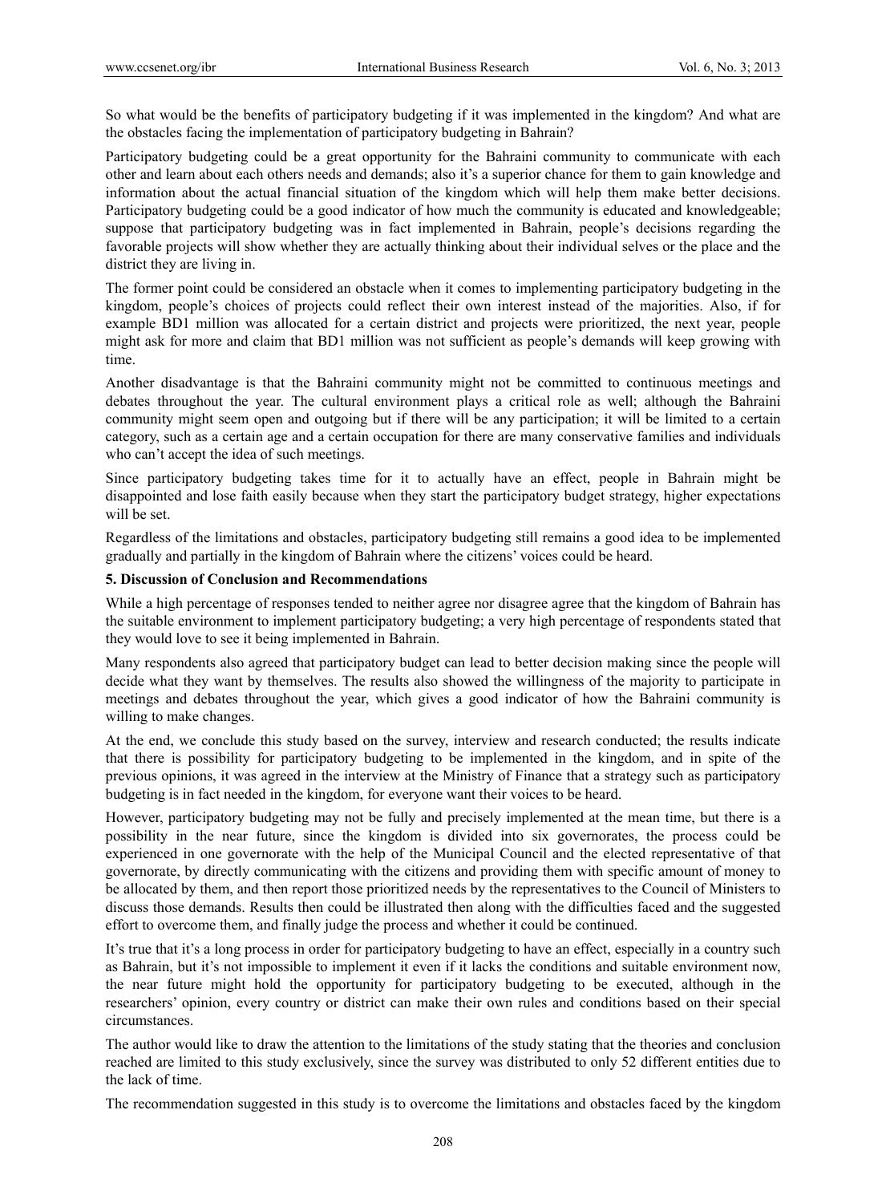So what would be the benefits of participatory budgeting if it was implemented in the kingdom? And what are the obstacles facing the implementation of participatory budgeting in Bahrain?

Participatory budgeting could be a great opportunity for the Bahraini community to communicate with each other and learn about each others needs and demands; also it's a superior chance for them to gain knowledge and information about the actual financial situation of the kingdom which will help them make better decisions. Participatory budgeting could be a good indicator of how much the community is educated and knowledgeable; suppose that participatory budgeting was in fact implemented in Bahrain, people's decisions regarding the favorable projects will show whether they are actually thinking about their individual selves or the place and the district they are living in.

The former point could be considered an obstacle when it comes to implementing participatory budgeting in the kingdom, people's choices of projects could reflect their own interest instead of the majorities. Also, if for example BD1 million was allocated for a certain district and projects were prioritized, the next year, people might ask for more and claim that BD1 million was not sufficient as people's demands will keep growing with time.

Another disadvantage is that the Bahraini community might not be committed to continuous meetings and debates throughout the year. The cultural environment plays a critical role as well; although the Bahraini community might seem open and outgoing but if there will be any participation; it will be limited to a certain category, such as a certain age and a certain occupation for there are many conservative families and individuals who can't accept the idea of such meetings.

Since participatory budgeting takes time for it to actually have an effect, people in Bahrain might be disappointed and lose faith easily because when they start the participatory budget strategy, higher expectations will be set.

Regardless of the limitations and obstacles, participatory budgeting still remains a good idea to be implemented gradually and partially in the kingdom of Bahrain where the citizens' voices could be heard.

## 5. Discussion of Conclusion and Recommendations

While a high percentage of responses tended to neither agree nor disagree agree that the kingdom of Bahrain has the suitable environment to implement participatory budgeting; a very high percentage of respondents stated that they would love to see it being implemented in Bahrain.

Many respondents also agreed that participatory budget can lead to better decision making since the people will decide what they want by themselves. The results also showed the willingness of the majority to participate in meetings and debates throughout the year, which gives a good indicator of how the Bahraini community is willing to make changes.

At the end, we conclude this study based on the survey, interview and research conducted; the results indicate that there is possibility for participatory budgeting to be implemented in the kingdom, and in spite of the previous opinions, it was agreed in the interview at the Ministry of Finance that a strategy such as participatory budgeting is in fact needed in the kingdom, for everyone want their voices to be heard.

However, participatory budgeting may not be fully and precisely implemented at the mean time, but there is a possibility in the near future, since the kingdom is divided into six governorates, the process could be experienced in one governorate with the help of the Municipal Council and the elected representative of that governorate, by directly communicating with the citizens and providing them with specific amount of money to be allocated by them, and then report those prioritized needs by the representatives to the Council of Ministers to discuss those demands. Results then could be illustrated then along with the difficulties faced and the suggested effort to overcome them, and finally judge the process and whether it could be continued.

It's true that it's a long process in order for participatory budgeting to have an effect, especially in a country such as Bahrain, but it's not impossible to implement it even if it lacks the conditions and suitable environment now, the near future might hold the opportunity for participatory budgeting to be executed, although in the researchers' opinion, every country or district can make their own rules and conditions based on their special circumstances.

The author would like to draw the attention to the limitations of the study stating that the theories and conclusion reached are limited to this study exclusively, since the survey was distributed to only 52 different entities due to the lack of time.

The recommendation suggested in this study is to overcome the limitations and obstacles faced by the kingdom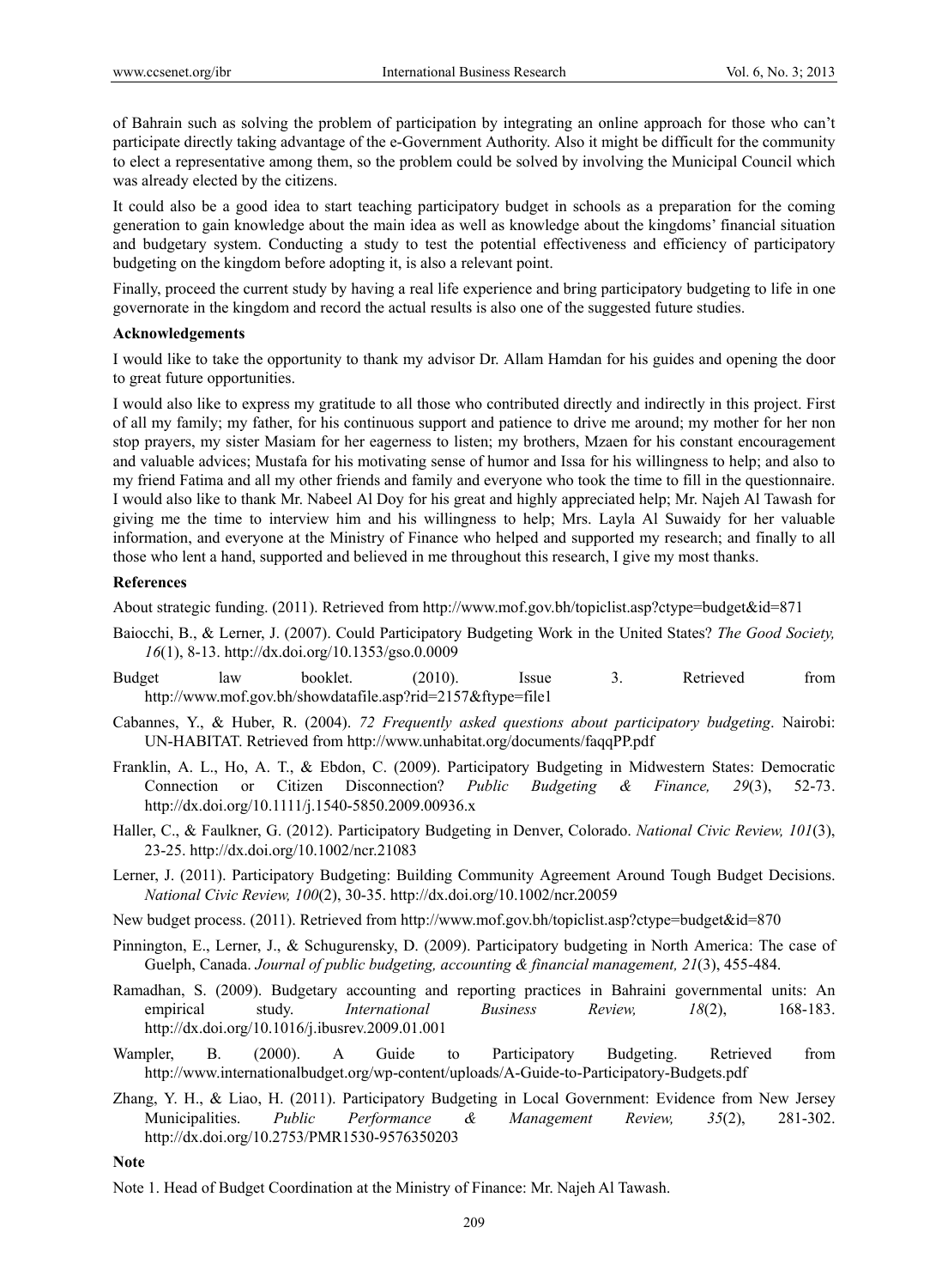of Bahrain such as solving the problem of participation by integrating an online approach for those who can't participate directly taking advantage of the e-Government Authority. Also it might be difficult for the community to elect a representative among them, so the problem could be solved by involving the Municipal Council which was already elected by the citizens.

It could also be a good idea to start teaching participatory budget in schools as a preparation for the coming generation to gain knowledge about the main idea as well as knowledge about the kingdoms' financial situation and budgetary system. Conducting a study to test the potential effectiveness and efficiency of participatory budgeting on the kingdom before adopting it, is also a relevant point.

Finally, proceed the current study by having a real life experience and bring participatory budgeting to life in one governorate in the kingdom and record the actual results is also one of the suggested future studies.

**Acknowledgements**

I would like to take the opportunity to thank my advisor Dr. Allam Hamdan for his guides and opening the door to great future opportunities.

I would also like to express my gratitude to all those who contributed directly and indirectly in this project. First of all my family; my father, for his continuous support and patience to drive me around; my mother for her non stop prayers, my sister Masiam for her eagerness to listen; my brothers, Mzaen for his constant encouragement and valuable advices; Mustafa for his motivating sense of humor and Issa for his willingness to help; and also to my friend Fatima and all my other friends and family and everyone who took the time to fill in the questionnaire. I would also like to thank Mr. Nabeel Al Doy for his great and highly appreciated help; Mr. Najeh Al Tawash for giving me the time to interview him and his willingness to help; Mrs. Layla Al Suwaidy for her valuable information, and everyone at the Ministry of Finance who helped and supported my research; and finally to all those who lent a hand, supported and believed in me throughout this research, I give my most thanks.

**References**

About strategic funding. (2011). Retrieved from http://www.mof.gov.bh/topiclist.asp?ctype=budget&id=871

Baiocchi, B., & Lerner, J. (2007). Could Participatory Budgeting Work in the United States? *The Good Society, 16*(1), 8-13. http://dx.doi.org/10.1353/gso.0.0009

Budget law booklet. (2010). Issue 3. Retrieved from http://www.mof.gov.bh/showdatafile.asp?rid=2157&ftype=file1

Cabannes, Y., & Huber, R. (2004). *72 Frequently asked questions about participatory budgeting*. Nairobi: UN-HABITAT. Retrieved from http://www.unhabitat.org/documents/faqqPP.pdf

Franklin, A. L., Ho, A. T., & Ebdon, C. (2009). Participatory Budgeting in Midwestern States: Democratic Connection or Citizen Disconnection? *Public Budgeting & Finance, 29*(3), 52-73. http://dx.doi.org/10.1111/j.1540-5850.2009.00936.x

Haller, C., & Faulkner, G. (2012). Participatory Budgeting in Denver, Colorado. *National Civic Review, 101*(3), 23-25. http://dx.doi.org/10.1002/ncr.21083

Lerner, J. (2011). Participatory Budgeting: Building Community Agreement Around Tough Budget Decisions. *National Civic Review, 100*(2), 30-35. http://dx.doi.org/10.1002/ncr.20059

New budget process. (2011). Retrieved from http://www.mof.gov.bh/topiclist.asp?ctype=budget&id=870

Pinnington, E., Lerner, J., & Schugurensky, D. (2009). Participatory budgeting in North America: The case of Guelph, Canada. *Journal of public budgeting, accounting & financial management, 21*(3), 455-484.

Ramadhan, S. (2009). Budgetary accounting and reporting practices in Bahraini governmental units: An empirical study. *International Business Review, 18*(2), 168-183. http://dx.doi.org/10.1016/j.ibusrev.2009.01.001

Wampler, B. (2000). A Guide to Participatory Budgeting. Retrieved from http://www.internationalbudget.org/wp-content/uploads/A-Guide-to-Participatory-Budgets.pdf

Zhang, Y. H., & Liao, H. (2011). Participatory Budgeting in Local Government: Evidence from New Jersey Municipalities. *Public Performance & Management Review, 35*(2), 281-302. http://dx.doi.org/10.2753/PMR1530-9576350203

**Note**

Note 1. Head of Budget Coordination at the Ministry of Finance: Mr. Najeh Al Tawash.